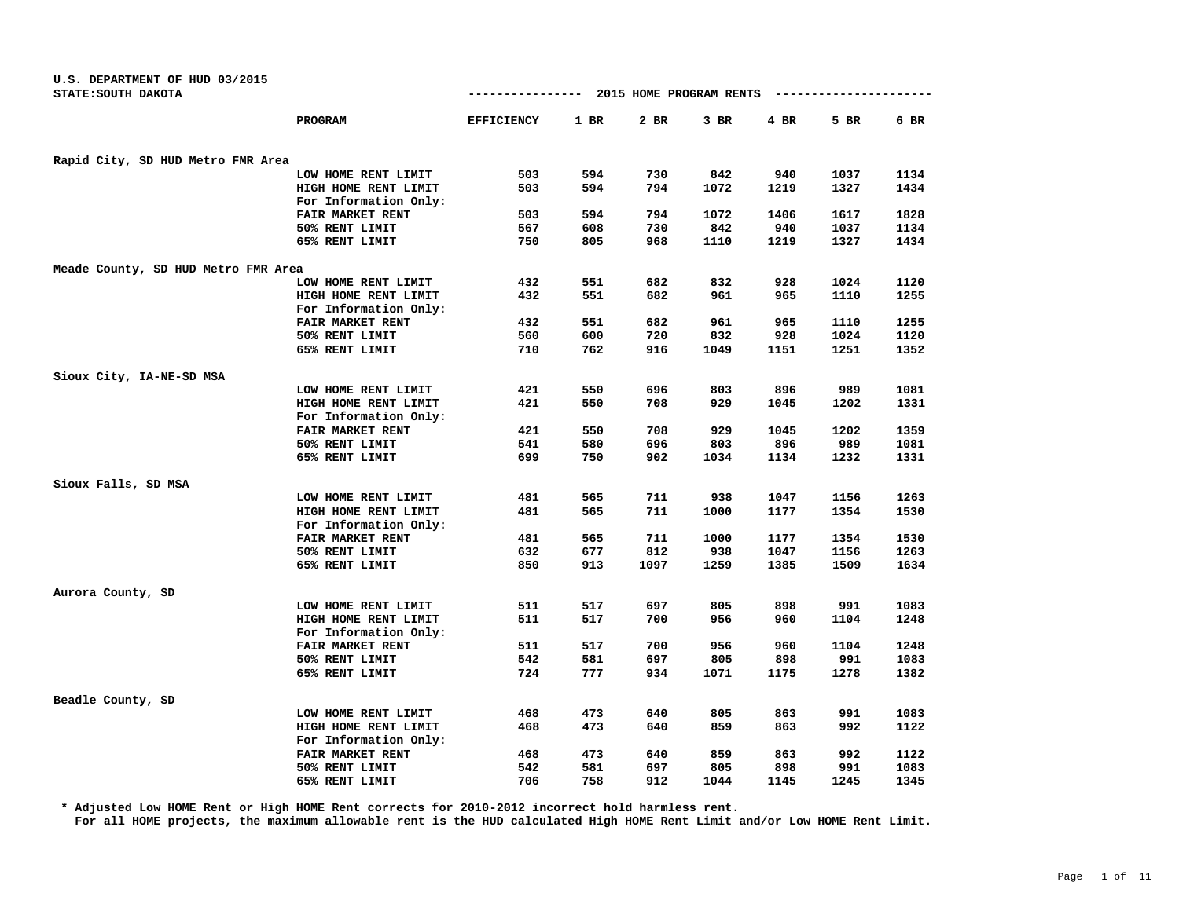U.S. DEPARTMENT OF HUD 03/2015
STATE:SOUTH DAKOTA

## 2015 HOME PROGRAM RENTS

| | PROGRAM | EFFICIENCY | 1 BR | 2 BR | 3 BR | 4 BR | 5 BR | 6 BR |
|---|---|---|---|---|---|---|---|---|
| **Rapid City, SD HUD Metro FMR Area** | | | | | | | | |
| | LOW HOME RENT LIMIT | 503 | 594 | 730 | 842 | 940 | 1037 | 1134 |
| | HIGH HOME RENT LIMIT | 503 | 594 | 794 | 1072 | 1219 | 1327 | 1434 |
| | For Information Only: | | | | | | | |
| | FAIR MARKET RENT | 503 | 594 | 794 | 1072 | 1406 | 1617 | 1828 |
| | 50% RENT LIMIT | 567 | 608 | 730 | 842 | 940 | 1037 | 1134 |
| | 65% RENT LIMIT | 750 | 805 | 968 | 1110 | 1219 | 1327 | 1434 |
| **Meade County, SD HUD Metro FMR Area** | | | | | | | | |
| | LOW HOME RENT LIMIT | 432 | 551 | 682 | 832 | 928 | 1024 | 1120 |
| | HIGH HOME RENT LIMIT | 432 | 551 | 682 | 961 | 965 | 1110 | 1255 |
| | For Information Only: | | | | | | | |
| | FAIR MARKET RENT | 432 | 551 | 682 | 961 | 965 | 1110 | 1255 |
| | 50% RENT LIMIT | 560 | 600 | 720 | 832 | 928 | 1024 | 1120 |
| | 65% RENT LIMIT | 710 | 762 | 916 | 1049 | 1151 | 1251 | 1352 |
| **Sioux City, IA-NE-SD MSA** | | | | | | | | |
| | LOW HOME RENT LIMIT | 421 | 550 | 696 | 803 | 896 | 989 | 1081 |
| | HIGH HOME RENT LIMIT | 421 | 550 | 708 | 929 | 1045 | 1202 | 1331 |
| | For Information Only: | | | | | | | |
| | FAIR MARKET RENT | 421 | 550 | 708 | 929 | 1045 | 1202 | 1359 |
| | 50% RENT LIMIT | 541 | 580 | 696 | 803 | 896 | 989 | 1081 |
| | 65% RENT LIMIT | 699 | 750 | 902 | 1034 | 1134 | 1232 | 1331 |
| **Sioux Falls, SD MSA** | | | | | | | | |
| | LOW HOME RENT LIMIT | 481 | 565 | 711 | 938 | 1047 | 1156 | 1263 |
| | HIGH HOME RENT LIMIT | 481 | 565 | 711 | 1000 | 1177 | 1354 | 1530 |
| | For Information Only: | | | | | | | |
| | FAIR MARKET RENT | 481 | 565 | 711 | 1000 | 1177 | 1354 | 1530 |
| | 50% RENT LIMIT | 632 | 677 | 812 | 938 | 1047 | 1156 | 1263 |
| | 65% RENT LIMIT | 850 | 913 | 1097 | 1259 | 1385 | 1509 | 1634 |
| **Aurora County, SD** | | | | | | | | |
| | LOW HOME RENT LIMIT | 511 | 517 | 697 | 805 | 898 | 991 | 1083 |
| | HIGH HOME RENT LIMIT | 511 | 517 | 700 | 956 | 960 | 1104 | 1248 |
| | For Information Only: | | | | | | | |
| | FAIR MARKET RENT | 511 | 517 | 700 | 956 | 960 | 1104 | 1248 |
| | 50% RENT LIMIT | 542 | 581 | 697 | 805 | 898 | 991 | 1083 |
| | 65% RENT LIMIT | 724 | 777 | 934 | 1071 | 1175 | 1278 | 1382 |
| **Beadle County, SD** | | | | | | | | |
| | LOW HOME RENT LIMIT | 468 | 473 | 640 | 805 | 863 | 991 | 1083 |
| | HIGH HOME RENT LIMIT | 468 | 473 | 640 | 859 | 863 | 992 | 1122 |
| | For Information Only: | | | | | | | |
| | FAIR MARKET RENT | 468 | 473 | 640 | 859 | 863 | 992 | 1122 |
| | 50% RENT LIMIT | 542 | 581 | 697 | 805 | 898 | 991 | 1083 |
| | 65% RENT LIMIT | 706 | 758 | 912 | 1044 | 1145 | 1245 | 1345 |

\* Adjusted Low HOME Rent or High HOME Rent corrects for 2010-2012 incorrect hold harmless rent.
For all HOME projects, the maximum allowable rent is the HUD calculated High HOME Rent Limit and/or Low HOME Rent Limit.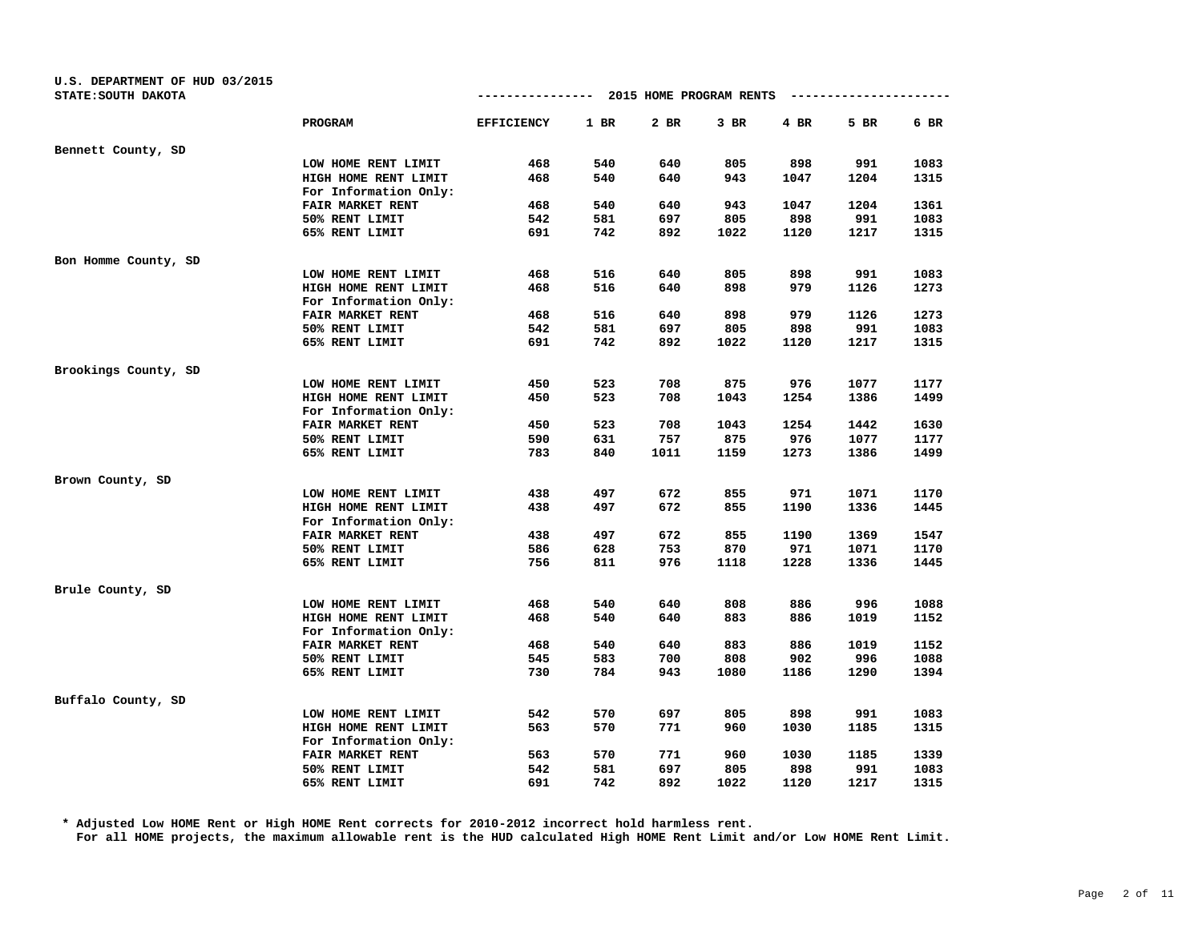U.S. DEPARTMENT OF HUD 03/2015
STATE:SOUTH DAKOTA

## 2015 HOME PROGRAM RENTS

| | PROGRAM | EFFICIENCY | 1 BR | 2 BR | 3 BR | 4 BR | 5 BR | 6 BR |
|---|---|---|---|---|---|---|---|---|
| **Bennett County, SD** | | | | | | | | |
| | LOW HOME RENT LIMIT | 468 | 540 | 640 | 805 | 898 | 991 | 1083 |
| | HIGH HOME RENT LIMIT | 468 | 540 | 640 | 943 | 1047 | 1204 | 1315 |
| | For Information Only: | | | | | | | |
| | FAIR MARKET RENT | 468 | 540 | 640 | 943 | 1047 | 1204 | 1361 |
| | 50% RENT LIMIT | 542 | 581 | 697 | 805 | 898 | 991 | 1083 |
| | 65% RENT LIMIT | 691 | 742 | 892 | 1022 | 1120 | 1217 | 1315 |
| **Bon Homme County, SD** | | | | | | | | |
| | LOW HOME RENT LIMIT | 468 | 516 | 640 | 805 | 898 | 991 | 1083 |
| | HIGH HOME RENT LIMIT | 468 | 516 | 640 | 898 | 979 | 1126 | 1273 |
| | For Information Only: | | | | | | | |
| | FAIR MARKET RENT | 468 | 516 | 640 | 898 | 979 | 1126 | 1273 |
| | 50% RENT LIMIT | 542 | 581 | 697 | 805 | 898 | 991 | 1083 |
| | 65% RENT LIMIT | 691 | 742 | 892 | 1022 | 1120 | 1217 | 1315 |
| **Brookings County, SD** | | | | | | | | |
| | LOW HOME RENT LIMIT | 450 | 523 | 708 | 875 | 976 | 1077 | 1177 |
| | HIGH HOME RENT LIMIT | 450 | 523 | 708 | 1043 | 1254 | 1386 | 1499 |
| | For Information Only: | | | | | | | |
| | FAIR MARKET RENT | 450 | 523 | 708 | 1043 | 1254 | 1442 | 1630 |
| | 50% RENT LIMIT | 590 | 631 | 757 | 875 | 976 | 1077 | 1177 |
| | 65% RENT LIMIT | 783 | 840 | 1011 | 1159 | 1273 | 1386 | 1499 |
| **Brown County, SD** | | | | | | | | |
| | LOW HOME RENT LIMIT | 438 | 497 | 672 | 855 | 971 | 1071 | 1170 |
| | HIGH HOME RENT LIMIT | 438 | 497 | 672 | 855 | 1190 | 1336 | 1445 |
| | For Information Only: | | | | | | | |
| | FAIR MARKET RENT | 438 | 497 | 672 | 855 | 1190 | 1369 | 1547 |
| | 50% RENT LIMIT | 586 | 628 | 753 | 870 | 971 | 1071 | 1170 |
| | 65% RENT LIMIT | 756 | 811 | 976 | 1118 | 1228 | 1336 | 1445 |
| **Brule County, SD** | | | | | | | | |
| | LOW HOME RENT LIMIT | 468 | 540 | 640 | 808 | 886 | 996 | 1088 |
| | HIGH HOME RENT LIMIT | 468 | 540 | 640 | 883 | 886 | 1019 | 1152 |
| | For Information Only: | | | | | | | |
| | FAIR MARKET RENT | 468 | 540 | 640 | 883 | 886 | 1019 | 1152 |
| | 50% RENT LIMIT | 545 | 583 | 700 | 808 | 902 | 996 | 1088 |
| | 65% RENT LIMIT | 730 | 784 | 943 | 1080 | 1186 | 1290 | 1394 |
| **Buffalo County, SD** | | | | | | | | |
| | LOW HOME RENT LIMIT | 542 | 570 | 697 | 805 | 898 | 991 | 1083 |
| | HIGH HOME RENT LIMIT | 563 | 570 | 771 | 960 | 1030 | 1185 | 1315 |
| | For Information Only: | | | | | | | |
| | FAIR MARKET RENT | 563 | 570 | 771 | 960 | 1030 | 1185 | 1339 |
| | 50% RENT LIMIT | 542 | 581 | 697 | 805 | 898 | 991 | 1083 |
| | 65% RENT LIMIT | 691 | 742 | 892 | 1022 | 1120 | 1217 | 1315 |

\* Adjusted Low HOME Rent or High HOME Rent corrects for 2010-2012 incorrect hold harmless rent.
For all HOME projects, the maximum allowable rent is the HUD calculated High HOME Rent Limit and/or Low HOME Rent Limit.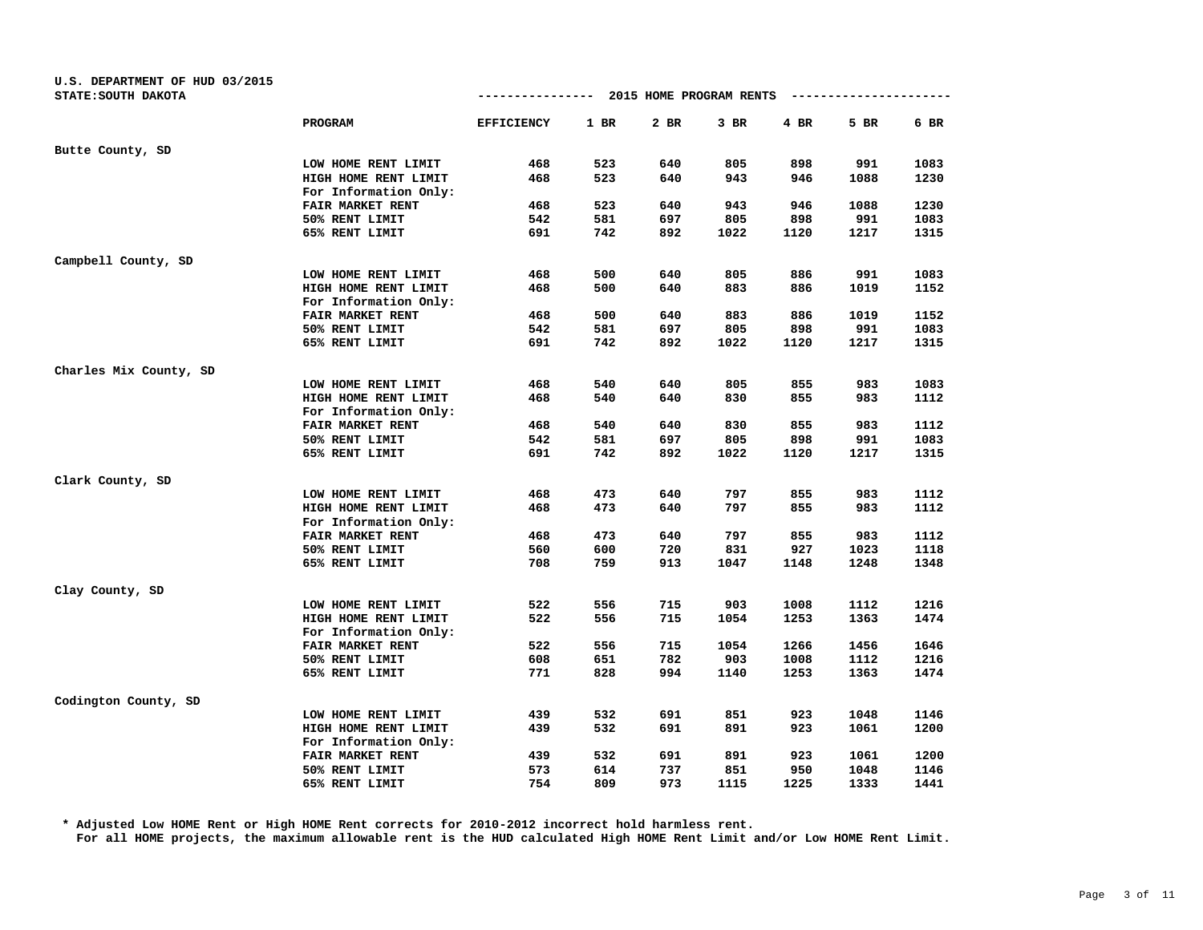U.S. DEPARTMENT OF HUD 03/2015
STATE:SOUTH DAKOTA

## 2015 HOME PROGRAM RENTS

| | PROGRAM | EFFICIENCY | 1 BR | 2 BR | 3 BR | 4 BR | 5 BR | 6 BR |
|---|---|---|---|---|---|---|---|---|
| **Butte County, SD** | | | | | | | | |
| | LOW HOME RENT LIMIT | 468 | 523 | 640 | 805 | 898 | 991 | 1083 |
| | HIGH HOME RENT LIMIT | 468 | 523 | 640 | 943 | 946 | 1088 | 1230 |
| | For Information Only: | | | | | | | |
| | FAIR MARKET RENT | 468 | 523 | 640 | 943 | 946 | 1088 | 1230 |
| | 50% RENT LIMIT | 542 | 581 | 697 | 805 | 898 | 991 | 1083 |
| | 65% RENT LIMIT | 691 | 742 | 892 | 1022 | 1120 | 1217 | 1315 |
| **Campbell County, SD** | | | | | | | | |
| | LOW HOME RENT LIMIT | 468 | 500 | 640 | 805 | 886 | 991 | 1083 |
| | HIGH HOME RENT LIMIT | 468 | 500 | 640 | 883 | 886 | 1019 | 1152 |
| | For Information Only: | | | | | | | |
| | FAIR MARKET RENT | 468 | 500 | 640 | 883 | 886 | 1019 | 1152 |
| | 50% RENT LIMIT | 542 | 581 | 697 | 805 | 898 | 991 | 1083 |
| | 65% RENT LIMIT | 691 | 742 | 892 | 1022 | 1120 | 1217 | 1315 |
| **Charles Mix County, SD** | | | | | | | | |
| | LOW HOME RENT LIMIT | 468 | 540 | 640 | 805 | 855 | 983 | 1083 |
| | HIGH HOME RENT LIMIT | 468 | 540 | 640 | 830 | 855 | 983 | 1112 |
| | For Information Only: | | | | | | | |
| | FAIR MARKET RENT | 468 | 540 | 640 | 830 | 855 | 983 | 1112 |
| | 50% RENT LIMIT | 542 | 581 | 697 | 805 | 898 | 991 | 1083 |
| | 65% RENT LIMIT | 691 | 742 | 892 | 1022 | 1120 | 1217 | 1315 |
| **Clark County, SD** | | | | | | | | |
| | LOW HOME RENT LIMIT | 468 | 473 | 640 | 797 | 855 | 983 | 1112 |
| | HIGH HOME RENT LIMIT | 468 | 473 | 640 | 797 | 855 | 983 | 1112 |
| | For Information Only: | | | | | | | |
| | FAIR MARKET RENT | 468 | 473 | 640 | 797 | 855 | 983 | 1112 |
| | 50% RENT LIMIT | 560 | 600 | 720 | 831 | 927 | 1023 | 1118 |
| | 65% RENT LIMIT | 708 | 759 | 913 | 1047 | 1148 | 1248 | 1348 |
| **Clay County, SD** | | | | | | | | |
| | LOW HOME RENT LIMIT | 522 | 556 | 715 | 903 | 1008 | 1112 | 1216 |
| | HIGH HOME RENT LIMIT | 522 | 556 | 715 | 1054 | 1253 | 1363 | 1474 |
| | For Information Only: | | | | | | | |
| | FAIR MARKET RENT | 522 | 556 | 715 | 1054 | 1266 | 1456 | 1646 |
| | 50% RENT LIMIT | 608 | 651 | 782 | 903 | 1008 | 1112 | 1216 |
| | 65% RENT LIMIT | 771 | 828 | 994 | 1140 | 1253 | 1363 | 1474 |
| **Codington County, SD** | | | | | | | | |
| | LOW HOME RENT LIMIT | 439 | 532 | 691 | 851 | 923 | 1048 | 1146 |
| | HIGH HOME RENT LIMIT | 439 | 532 | 691 | 891 | 923 | 1061 | 1200 |
| | For Information Only: | | | | | | | |
| | FAIR MARKET RENT | 439 | 532 | 691 | 891 | 923 | 1061 | 1200 |
| | 50% RENT LIMIT | 573 | 614 | 737 | 851 | 950 | 1048 | 1146 |
| | 65% RENT LIMIT | 754 | 809 | 973 | 1115 | 1225 | 1333 | 1441 |

* Adjusted Low HOME Rent or High HOME Rent corrects for 2010-2012 incorrect hold harmless rent.
For all HOME projects, the maximum allowable rent is the HUD calculated High HOME Rent Limit and/or Low HOME Rent Limit.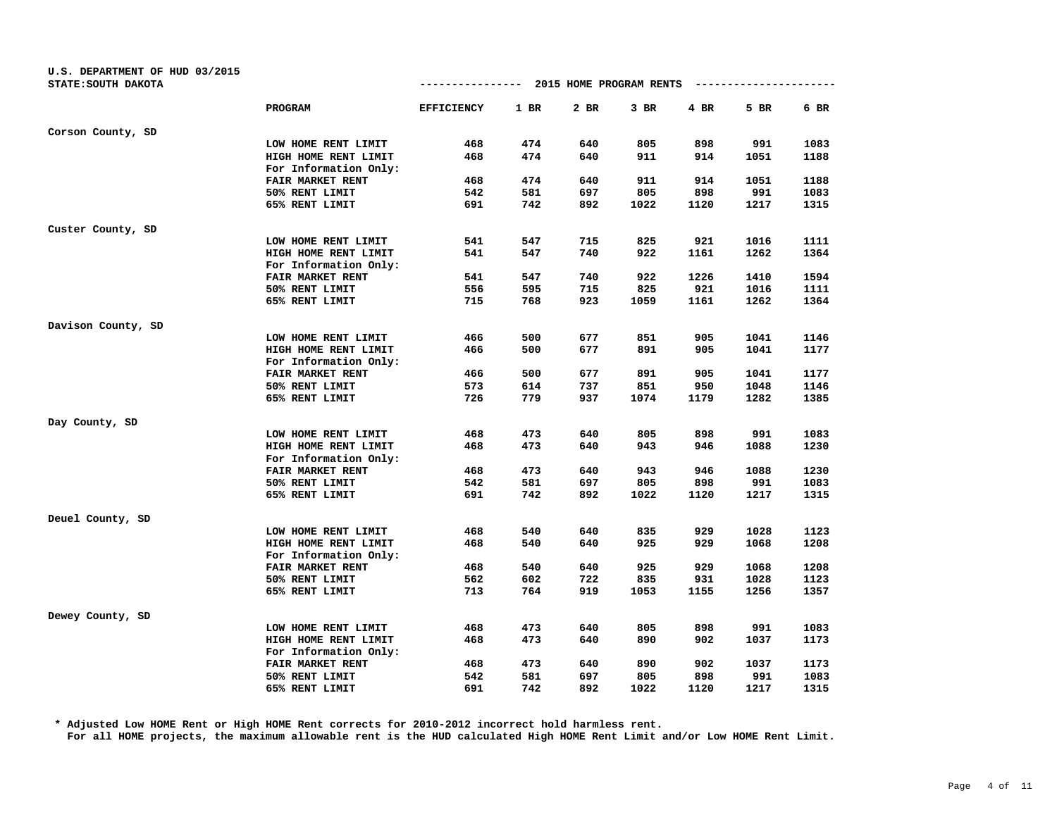U.S. DEPARTMENT OF HUD 03/2015
STATE:SOUTH DAKOTA

## 2015 HOME PROGRAM RENTS

| | PROGRAM | EFFICIENCY | 1 BR | 2 BR | 3 BR | 4 BR | 5 BR | 6 BR |
|---|---|---|---|---|---|---|---|---|
| Corson County, SD | | | | | | | | |
| | LOW HOME RENT LIMIT | 468 | 474 | 640 | 805 | 898 | 991 | 1083 |
| | HIGH HOME RENT LIMIT | 468 | 474 | 640 | 911 | 914 | 1051 | 1188 |
| | For Information Only: | | | | | | | |
| | FAIR MARKET RENT | 468 | 474 | 640 | 911 | 914 | 1051 | 1188 |
| | 50% RENT LIMIT | 542 | 581 | 697 | 805 | 898 | 991 | 1083 |
| | 65% RENT LIMIT | 691 | 742 | 892 | 1022 | 1120 | 1217 | 1315 |
| Custer County, SD | | | | | | | | |
| | LOW HOME RENT LIMIT | 541 | 547 | 715 | 825 | 921 | 1016 | 1111 |
| | HIGH HOME RENT LIMIT | 541 | 547 | 740 | 922 | 1161 | 1262 | 1364 |
| | For Information Only: | | | | | | | |
| | FAIR MARKET RENT | 541 | 547 | 740 | 922 | 1226 | 1410 | 1594 |
| | 50% RENT LIMIT | 556 | 595 | 715 | 825 | 921 | 1016 | 1111 |
| | 65% RENT LIMIT | 715 | 768 | 923 | 1059 | 1161 | 1262 | 1364 |
| Davison County, SD | | | | | | | | |
| | LOW HOME RENT LIMIT | 466 | 500 | 677 | 851 | 905 | 1041 | 1146 |
| | HIGH HOME RENT LIMIT | 466 | 500 | 677 | 891 | 905 | 1041 | 1177 |
| | For Information Only: | | | | | | | |
| | FAIR MARKET RENT | 466 | 500 | 677 | 891 | 905 | 1041 | 1177 |
| | 50% RENT LIMIT | 573 | 614 | 737 | 851 | 950 | 1048 | 1146 |
| | 65% RENT LIMIT | 726 | 779 | 937 | 1074 | 1179 | 1282 | 1385 |
| Day County, SD | | | | | | | | |
| | LOW HOME RENT LIMIT | 468 | 473 | 640 | 805 | 898 | 991 | 1083 |
| | HIGH HOME RENT LIMIT | 468 | 473 | 640 | 943 | 946 | 1088 | 1230 |
| | For Information Only: | | | | | | | |
| | FAIR MARKET RENT | 468 | 473 | 640 | 943 | 946 | 1088 | 1230 |
| | 50% RENT LIMIT | 542 | 581 | 697 | 805 | 898 | 991 | 1083 |
| | 65% RENT LIMIT | 691 | 742 | 892 | 1022 | 1120 | 1217 | 1315 |
| Deuel County, SD | | | | | | | | |
| | LOW HOME RENT LIMIT | 468 | 540 | 640 | 835 | 929 | 1028 | 1123 |
| | HIGH HOME RENT LIMIT | 468 | 540 | 640 | 925 | 929 | 1068 | 1208 |
| | For Information Only: | | | | | | | |
| | FAIR MARKET RENT | 468 | 540 | 640 | 925 | 929 | 1068 | 1208 |
| | 50% RENT LIMIT | 562 | 602 | 722 | 835 | 931 | 1028 | 1123 |
| | 65% RENT LIMIT | 713 | 764 | 919 | 1053 | 1155 | 1256 | 1357 |
| Dewey County, SD | | | | | | | | |
| | LOW HOME RENT LIMIT | 468 | 473 | 640 | 805 | 898 | 991 | 1083 |
| | HIGH HOME RENT LIMIT | 468 | 473 | 640 | 890 | 902 | 1037 | 1173 |
| | For Information Only: | | | | | | | |
| | FAIR MARKET RENT | 468 | 473 | 640 | 890 | 902 | 1037 | 1173 |
| | 50% RENT LIMIT | 542 | 581 | 697 | 805 | 898 | 991 | 1083 |
| | 65% RENT LIMIT | 691 | 742 | 892 | 1022 | 1120 | 1217 | 1315 |

* Adjusted Low HOME Rent or High HOME Rent corrects for 2010-2012 incorrect hold harmless rent.
For all HOME projects, the maximum allowable rent is the HUD calculated High HOME Rent Limit and/or Low HOME Rent Limit.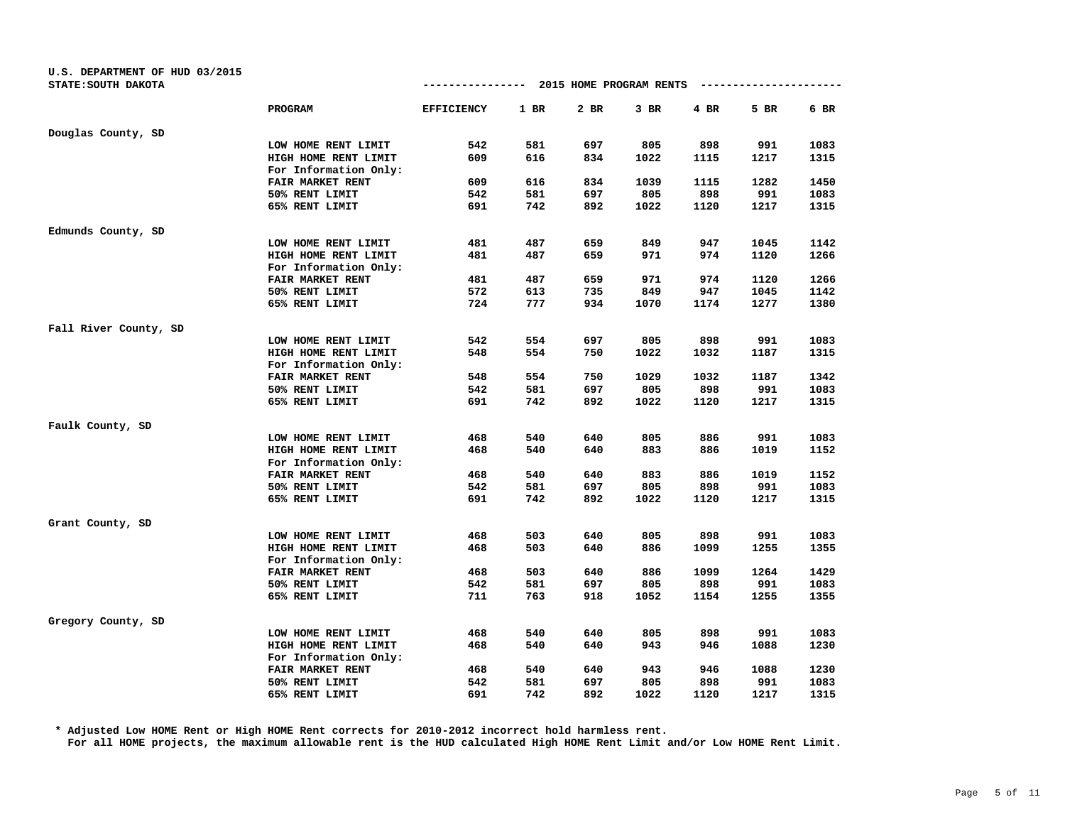U.S. DEPARTMENT OF HUD 03/2015
STATE:SOUTH DAKOTA

## 2015 HOME PROGRAM RENTS

| | PROGRAM | EFFICIENCY | 1 BR | 2 BR | 3 BR | 4 BR | 5 BR | 6 BR |
|---|---|---|---|---|---|---|---|---|
| **Douglas County, SD** | | | | | | | | |
| | LOW HOME RENT LIMIT | 542 | 581 | 697 | 805 | 898 | 991 | 1083 |
| | HIGH HOME RENT LIMIT | 609 | 616 | 834 | 1022 | 1115 | 1217 | 1315 |
| | For Information Only: | | | | | | | |
| | FAIR MARKET RENT | 609 | 616 | 834 | 1039 | 1115 | 1282 | 1450 |
| | 50% RENT LIMIT | 542 | 581 | 697 | 805 | 898 | 991 | 1083 |
| | 65% RENT LIMIT | 691 | 742 | 892 | 1022 | 1120 | 1217 | 1315 |
| **Edmunds County, SD** | | | | | | | | |
| | LOW HOME RENT LIMIT | 481 | 487 | 659 | 849 | 947 | 1045 | 1142 |
| | HIGH HOME RENT LIMIT | 481 | 487 | 659 | 971 | 974 | 1120 | 1266 |
| | For Information Only: | | | | | | | |
| | FAIR MARKET RENT | 481 | 487 | 659 | 971 | 974 | 1120 | 1266 |
| | 50% RENT LIMIT | 572 | 613 | 735 | 849 | 947 | 1045 | 1142 |
| | 65% RENT LIMIT | 724 | 777 | 934 | 1070 | 1174 | 1277 | 1380 |
| **Fall River County, SD** | | | | | | | | |
| | LOW HOME RENT LIMIT | 542 | 554 | 697 | 805 | 898 | 991 | 1083 |
| | HIGH HOME RENT LIMIT | 548 | 554 | 750 | 1022 | 1032 | 1187 | 1315 |
| | For Information Only: | | | | | | | |
| | FAIR MARKET RENT | 548 | 554 | 750 | 1029 | 1032 | 1187 | 1342 |
| | 50% RENT LIMIT | 542 | 581 | 697 | 805 | 898 | 991 | 1083 |
| | 65% RENT LIMIT | 691 | 742 | 892 | 1022 | 1120 | 1217 | 1315 |
| **Faulk County, SD** | | | | | | | | |
| | LOW HOME RENT LIMIT | 468 | 540 | 640 | 805 | 886 | 991 | 1083 |
| | HIGH HOME RENT LIMIT | 468 | 540 | 640 | 883 | 886 | 1019 | 1152 |
| | For Information Only: | | | | | | | |
| | FAIR MARKET RENT | 468 | 540 | 640 | 883 | 886 | 1019 | 1152 |
| | 50% RENT LIMIT | 542 | 581 | 697 | 805 | 898 | 991 | 1083 |
| | 65% RENT LIMIT | 691 | 742 | 892 | 1022 | 1120 | 1217 | 1315 |
| **Grant County, SD** | | | | | | | | |
| | LOW HOME RENT LIMIT | 468 | 503 | 640 | 805 | 898 | 991 | 1083 |
| | HIGH HOME RENT LIMIT | 468 | 503 | 640 | 886 | 1099 | 1255 | 1355 |
| | For Information Only: | | | | | | | |
| | FAIR MARKET RENT | 468 | 503 | 640 | 886 | 1099 | 1264 | 1429 |
| | 50% RENT LIMIT | 542 | 581 | 697 | 805 | 898 | 991 | 1083 |
| | 65% RENT LIMIT | 711 | 763 | 918 | 1052 | 1154 | 1255 | 1355 |
| **Gregory County, SD** | | | | | | | | |
| | LOW HOME RENT LIMIT | 468 | 540 | 640 | 805 | 898 | 991 | 1083 |
| | HIGH HOME RENT LIMIT | 468 | 540 | 640 | 943 | 946 | 1088 | 1230 |
| | For Information Only: | | | | | | | |
| | FAIR MARKET RENT | 468 | 540 | 640 | 943 | 946 | 1088 | 1230 |
| | 50% RENT LIMIT | 542 | 581 | 697 | 805 | 898 | 991 | 1083 |
| | 65% RENT LIMIT | 691 | 742 | 892 | 1022 | 1120 | 1217 | 1315 |

\* Adjusted Low HOME Rent or High HOME Rent corrects for 2010-2012 incorrect hold harmless rent.
For all HOME projects, the maximum allowable rent is the HUD calculated High HOME Rent Limit and/or Low HOME Rent Limit.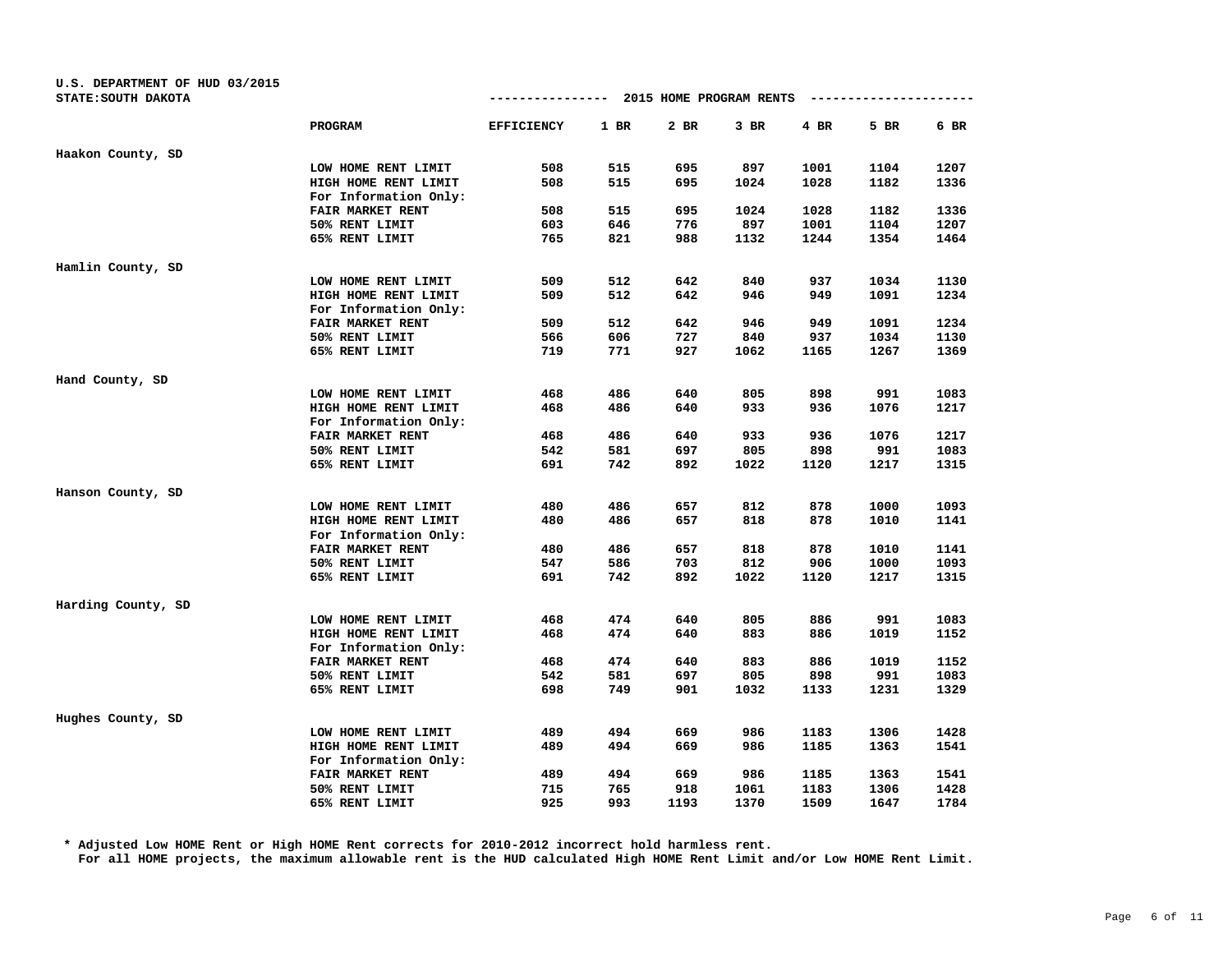U.S. DEPARTMENT OF HUD 03/2015
STATE:SOUTH DAKOTA

## 2015 HOME PROGRAM RENTS

| | PROGRAM | EFFICIENCY | 1 BR | 2 BR | 3 BR | 4 BR | 5 BR | 6 BR |
|---|---|---|---|---|---|---|---|---|
| Haakon County, SD | | | | | | | | |
| | LOW HOME RENT LIMIT | 508 | 515 | 695 | 897 | 1001 | 1104 | 1207 |
| | HIGH HOME RENT LIMIT | 508 | 515 | 695 | 1024 | 1028 | 1182 | 1336 |
| | For Information Only: | | | | | | | |
| | FAIR MARKET RENT | 508 | 515 | 695 | 1024 | 1028 | 1182 | 1336 |
| | 50% RENT LIMIT | 603 | 646 | 776 | 897 | 1001 | 1104 | 1207 |
| | 65% RENT LIMIT | 765 | 821 | 988 | 1132 | 1244 | 1354 | 1464 |
| Hamlin County, SD | | | | | | | | |
| | LOW HOME RENT LIMIT | 509 | 512 | 642 | 840 | 937 | 1034 | 1130 |
| | HIGH HOME RENT LIMIT | 509 | 512 | 642 | 946 | 949 | 1091 | 1234 |
| | For Information Only: | | | | | | | |
| | FAIR MARKET RENT | 509 | 512 | 642 | 946 | 949 | 1091 | 1234 |
| | 50% RENT LIMIT | 566 | 606 | 727 | 840 | 937 | 1034 | 1130 |
| | 65% RENT LIMIT | 719 | 771 | 927 | 1062 | 1165 | 1267 | 1369 |
| Hand County, SD | | | | | | | | |
| | LOW HOME RENT LIMIT | 468 | 486 | 640 | 805 | 898 | 991 | 1083 |
| | HIGH HOME RENT LIMIT | 468 | 486 | 640 | 933 | 936 | 1076 | 1217 |
| | For Information Only: | | | | | | | |
| | FAIR MARKET RENT | 468 | 486 | 640 | 933 | 936 | 1076 | 1217 |
| | 50% RENT LIMIT | 542 | 581 | 697 | 805 | 898 | 991 | 1083 |
| | 65% RENT LIMIT | 691 | 742 | 892 | 1022 | 1120 | 1217 | 1315 |
| Hanson County, SD | | | | | | | | |
| | LOW HOME RENT LIMIT | 480 | 486 | 657 | 812 | 878 | 1000 | 1093 |
| | HIGH HOME RENT LIMIT | 480 | 486 | 657 | 818 | 878 | 1010 | 1141 |
| | For Information Only: | | | | | | | |
| | FAIR MARKET RENT | 480 | 486 | 657 | 818 | 878 | 1010 | 1141 |
| | 50% RENT LIMIT | 547 | 586 | 703 | 812 | 906 | 1000 | 1093 |
| | 65% RENT LIMIT | 691 | 742 | 892 | 1022 | 1120 | 1217 | 1315 |
| Harding County, SD | | | | | | | | |
| | LOW HOME RENT LIMIT | 468 | 474 | 640 | 805 | 886 | 991 | 1083 |
| | HIGH HOME RENT LIMIT | 468 | 474 | 640 | 883 | 886 | 1019 | 1152 |
| | For Information Only: | | | | | | | |
| | FAIR MARKET RENT | 468 | 474 | 640 | 883 | 886 | 1019 | 1152 |
| | 50% RENT LIMIT | 542 | 581 | 697 | 805 | 898 | 991 | 1083 |
| | 65% RENT LIMIT | 698 | 749 | 901 | 1032 | 1133 | 1231 | 1329 |
| Hughes County, SD | | | | | | | | |
| | LOW HOME RENT LIMIT | 489 | 494 | 669 | 986 | 1183 | 1306 | 1428 |
| | HIGH HOME RENT LIMIT | 489 | 494 | 669 | 986 | 1185 | 1363 | 1541 |
| | For Information Only: | | | | | | | |
| | FAIR MARKET RENT | 489 | 494 | 669 | 986 | 1185 | 1363 | 1541 |
| | 50% RENT LIMIT | 715 | 765 | 918 | 1061 | 1183 | 1306 | 1428 |
| | 65% RENT LIMIT | 925 | 993 | 1193 | 1370 | 1509 | 1647 | 1784 |

* Adjusted Low HOME Rent or High HOME Rent corrects for 2010-2012 incorrect hold harmless rent.
For all HOME projects, the maximum allowable rent is the HUD calculated High HOME Rent Limit and/or Low HOME Rent Limit.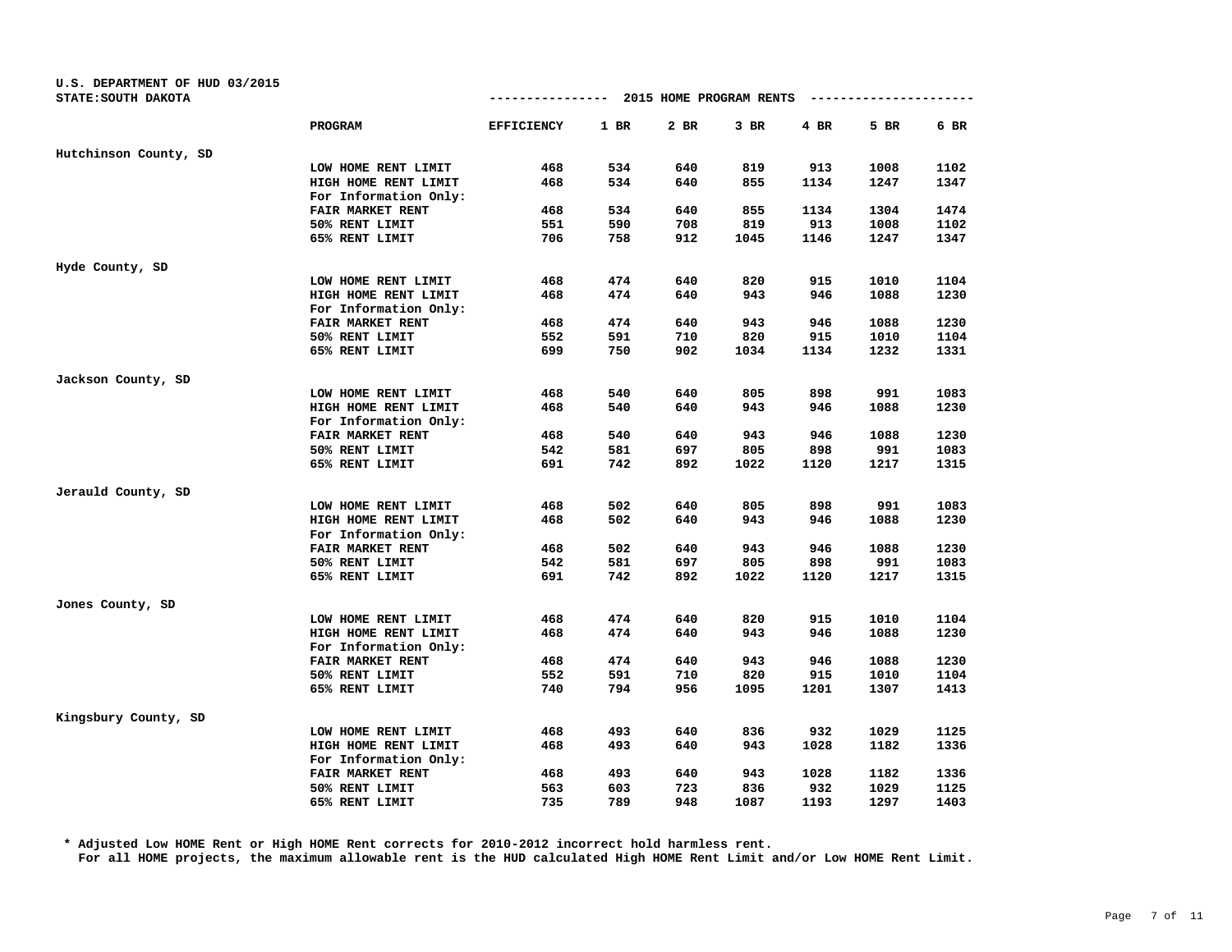U.S. DEPARTMENT OF HUD 03/2015
STATE:SOUTH DAKOTA

**2015 HOME PROGRAM RENTS**

| | PROGRAM | EFFICIENCY | 1 BR | 2 BR | 3 BR | 4 BR | 5 BR | 6 BR |
|---|---|---|---|---|---|---|---|---|
| **Hutchinson County, SD** | | | | | | | | |
| | LOW HOME RENT LIMIT | 468 | 534 | 640 | 819 | 913 | 1008 | 1102 |
| | HIGH HOME RENT LIMIT | 468 | 534 | 640 | 855 | 1134 | 1247 | 1347 |
| | For Information Only: | | | | | | | |
| | FAIR MARKET RENT | 468 | 534 | 640 | 855 | 1134 | 1304 | 1474 |
| | 50% RENT LIMIT | 551 | 590 | 708 | 819 | 913 | 1008 | 1102 |
| | 65% RENT LIMIT | 706 | 758 | 912 | 1045 | 1146 | 1247 | 1347 |
| **Hyde County, SD** | | | | | | | | |
| | LOW HOME RENT LIMIT | 468 | 474 | 640 | 820 | 915 | 1010 | 1104 |
| | HIGH HOME RENT LIMIT | 468 | 474 | 640 | 943 | 946 | 1088 | 1230 |
| | For Information Only: | | | | | | | |
| | FAIR MARKET RENT | 468 | 474 | 640 | 943 | 946 | 1088 | 1230 |
| | 50% RENT LIMIT | 552 | 591 | 710 | 820 | 915 | 1010 | 1104 |
| | 65% RENT LIMIT | 699 | 750 | 902 | 1034 | 1134 | 1232 | 1331 |
| **Jackson County, SD** | | | | | | | | |
| | LOW HOME RENT LIMIT | 468 | 540 | 640 | 805 | 898 | 991 | 1083 |
| | HIGH HOME RENT LIMIT | 468 | 540 | 640 | 943 | 946 | 1088 | 1230 |
| | For Information Only: | | | | | | | |
| | FAIR MARKET RENT | 468 | 540 | 640 | 943 | 946 | 1088 | 1230 |
| | 50% RENT LIMIT | 542 | 581 | 697 | 805 | 898 | 991 | 1083 |
| | 65% RENT LIMIT | 691 | 742 | 892 | 1022 | 1120 | 1217 | 1315 |
| **Jerauld County, SD** | | | | | | | | |
| | LOW HOME RENT LIMIT | 468 | 502 | 640 | 805 | 898 | 991 | 1083 |
| | HIGH HOME RENT LIMIT | 468 | 502 | 640 | 943 | 946 | 1088 | 1230 |
| | For Information Only: | | | | | | | |
| | FAIR MARKET RENT | 468 | 502 | 640 | 943 | 946 | 1088 | 1230 |
| | 50% RENT LIMIT | 542 | 581 | 697 | 805 | 898 | 991 | 1083 |
| | 65% RENT LIMIT | 691 | 742 | 892 | 1022 | 1120 | 1217 | 1315 |
| **Jones County, SD** | | | | | | | | |
| | LOW HOME RENT LIMIT | 468 | 474 | 640 | 820 | 915 | 1010 | 1104 |
| | HIGH HOME RENT LIMIT | 468 | 474 | 640 | 943 | 946 | 1088 | 1230 |
| | For Information Only: | | | | | | | |
| | FAIR MARKET RENT | 468 | 474 | 640 | 943 | 946 | 1088 | 1230 |
| | 50% RENT LIMIT | 552 | 591 | 710 | 820 | 915 | 1010 | 1104 |
| | 65% RENT LIMIT | 740 | 794 | 956 | 1095 | 1201 | 1307 | 1413 |
| **Kingsbury County, SD** | | | | | | | | |
| | LOW HOME RENT LIMIT | 468 | 493 | 640 | 836 | 932 | 1029 | 1125 |
| | HIGH HOME RENT LIMIT | 468 | 493 | 640 | 943 | 1028 | 1182 | 1336 |
| | For Information Only: | | | | | | | |
| | FAIR MARKET RENT | 468 | 493 | 640 | 943 | 1028 | 1182 | 1336 |
| | 50% RENT LIMIT | 563 | 603 | 723 | 836 | 932 | 1029 | 1125 |
| | 65% RENT LIMIT | 735 | 789 | 948 | 1087 | 1193 | 1297 | 1403 |

\* Adjusted Low HOME Rent or High HOME Rent corrects for 2010-2012 incorrect hold harmless rent.
For all HOME projects, the maximum allowable rent is the HUD calculated High HOME Rent Limit and/or Low HOME Rent Limit.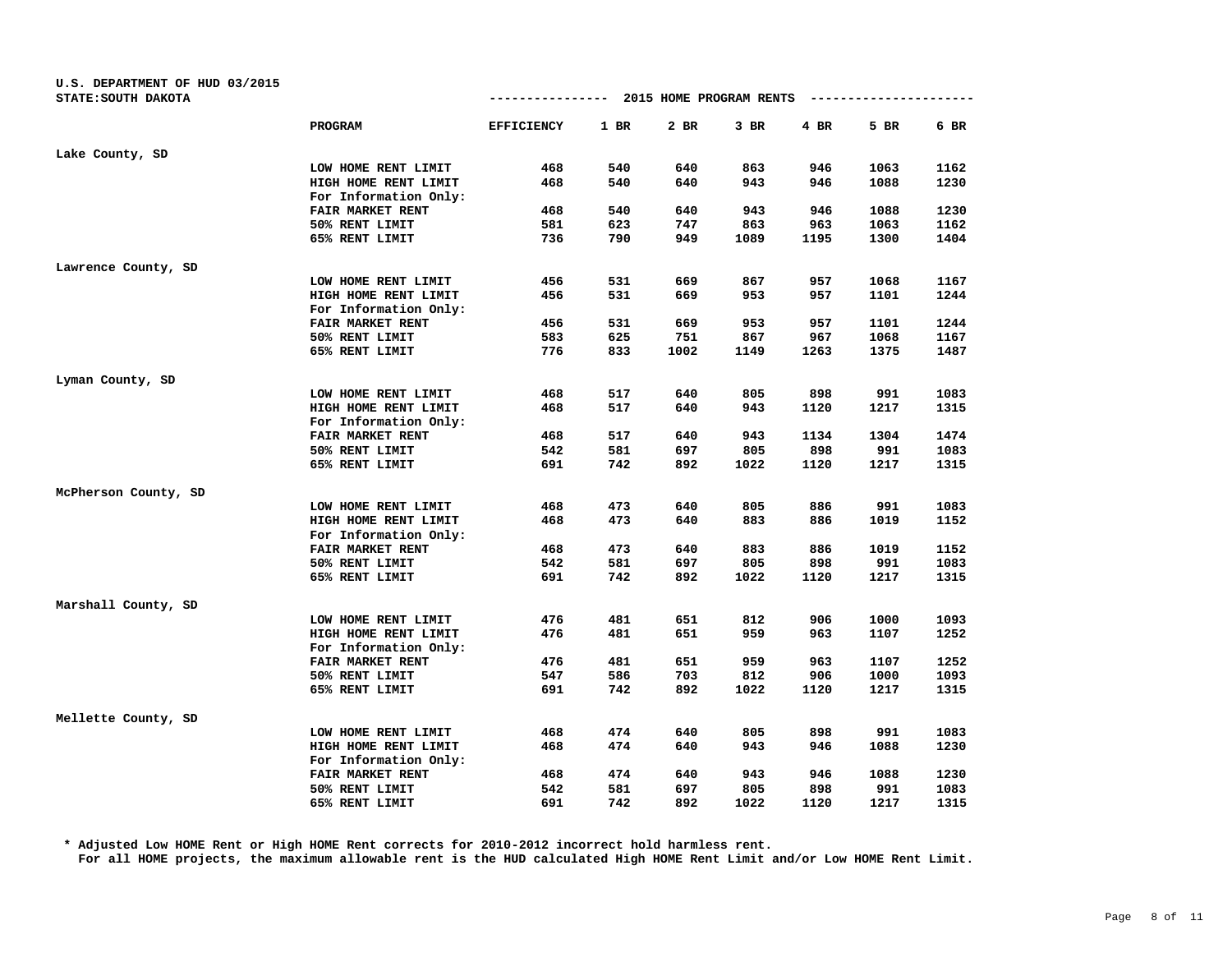U.S. DEPARTMENT OF HUD 03/2015
STATE:SOUTH DAKOTA

## 2015 HOME PROGRAM RENTS

| | PROGRAM | EFFICIENCY | 1 BR | 2 BR | 3 BR | 4 BR | 5 BR | 6 BR |
|---|---|---|---|---|---|---|---|---|
| Lake County, SD | | | | | | | | |
| | LOW HOME RENT LIMIT | 468 | 540 | 640 | 863 | 946 | 1063 | 1162 |
| | HIGH HOME RENT LIMIT | 468 | 540 | 640 | 943 | 946 | 1088 | 1230 |
| | For Information Only: | | | | | | | |
| | FAIR MARKET RENT | 468 | 540 | 640 | 943 | 946 | 1088 | 1230 |
| | 50% RENT LIMIT | 581 | 623 | 747 | 863 | 963 | 1063 | 1162 |
| | 65% RENT LIMIT | 736 | 790 | 949 | 1089 | 1195 | 1300 | 1404 |
| Lawrence County, SD | | | | | | | | |
| | LOW HOME RENT LIMIT | 456 | 531 | 669 | 867 | 957 | 1068 | 1167 |
| | HIGH HOME RENT LIMIT | 456 | 531 | 669 | 953 | 957 | 1101 | 1244 |
| | For Information Only: | | | | | | | |
| | FAIR MARKET RENT | 456 | 531 | 669 | 953 | 957 | 1101 | 1244 |
| | 50% RENT LIMIT | 583 | 625 | 751 | 867 | 967 | 1068 | 1167 |
| | 65% RENT LIMIT | 776 | 833 | 1002 | 1149 | 1263 | 1375 | 1487 |
| Lyman County, SD | | | | | | | | |
| | LOW HOME RENT LIMIT | 468 | 517 | 640 | 805 | 898 | 991 | 1083 |
| | HIGH HOME RENT LIMIT | 468 | 517 | 640 | 943 | 1120 | 1217 | 1315 |
| | For Information Only: | | | | | | | |
| | FAIR MARKET RENT | 468 | 517 | 640 | 943 | 1134 | 1304 | 1474 |
| | 50% RENT LIMIT | 542 | 581 | 697 | 805 | 898 | 991 | 1083 |
| | 65% RENT LIMIT | 691 | 742 | 892 | 1022 | 1120 | 1217 | 1315 |
| McPherson County, SD | | | | | | | | |
| | LOW HOME RENT LIMIT | 468 | 473 | 640 | 805 | 886 | 991 | 1083 |
| | HIGH HOME RENT LIMIT | 468 | 473 | 640 | 883 | 886 | 1019 | 1152 |
| | For Information Only: | | | | | | | |
| | FAIR MARKET RENT | 468 | 473 | 640 | 883 | 886 | 1019 | 1152 |
| | 50% RENT LIMIT | 542 | 581 | 697 | 805 | 898 | 991 | 1083 |
| | 65% RENT LIMIT | 691 | 742 | 892 | 1022 | 1120 | 1217 | 1315 |
| Marshall County, SD | | | | | | | | |
| | LOW HOME RENT LIMIT | 476 | 481 | 651 | 812 | 906 | 1000 | 1093 |
| | HIGH HOME RENT LIMIT | 476 | 481 | 651 | 959 | 963 | 1107 | 1252 |
| | For Information Only: | | | | | | | |
| | FAIR MARKET RENT | 476 | 481 | 651 | 959 | 963 | 1107 | 1252 |
| | 50% RENT LIMIT | 547 | 586 | 703 | 812 | 906 | 1000 | 1093 |
| | 65% RENT LIMIT | 691 | 742 | 892 | 1022 | 1120 | 1217 | 1315 |
| Mellette County, SD | | | | | | | | |
| | LOW HOME RENT LIMIT | 468 | 474 | 640 | 805 | 898 | 991 | 1083 |
| | HIGH HOME RENT LIMIT | 468 | 474 | 640 | 943 | 946 | 1088 | 1230 |
| | For Information Only: | | | | | | | |
| | FAIR MARKET RENT | 468 | 474 | 640 | 943 | 946 | 1088 | 1230 |
| | 50% RENT LIMIT | 542 | 581 | 697 | 805 | 898 | 991 | 1083 |
| | 65% RENT LIMIT | 691 | 742 | 892 | 1022 | 1120 | 1217 | 1315 |

* Adjusted Low HOME Rent or High HOME Rent corrects for 2010-2012 incorrect hold harmless rent.
For all HOME projects, the maximum allowable rent is the HUD calculated High HOME Rent Limit and/or Low HOME Rent Limit.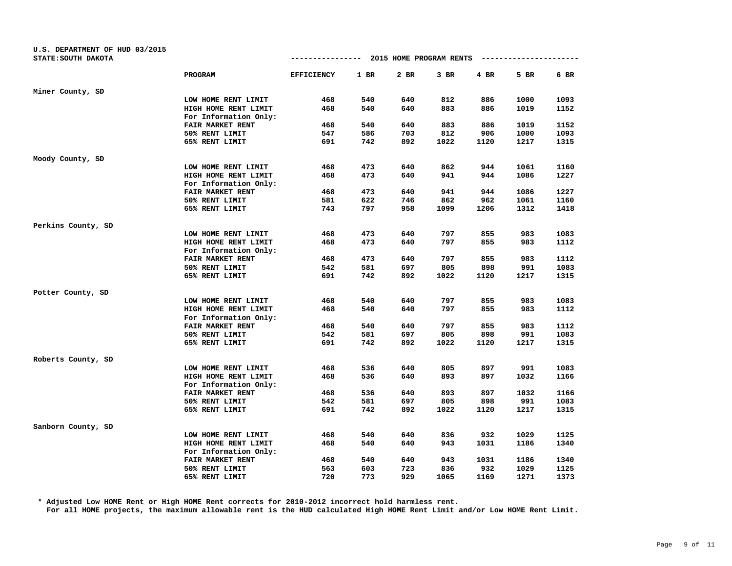U.S. DEPARTMENT OF HUD 03/2015
STATE:SOUTH DAKOTA

---------------- 2015 HOME PROGRAM RENTS ----------------------

| | PROGRAM | EFFICIENCY | 1 BR | 2 BR | 3 BR | 4 BR | 5 BR | 6 BR |
|---|---|---|---|---|---|---|---|---|
| Miner County, SD | | | | | | | | |
| | LOW HOME RENT LIMIT | 468 | 540 | 640 | 812 | 886 | 1000 | 1093 |
| | HIGH HOME RENT LIMIT | 468 | 540 | 640 | 883 | 886 | 1019 | 1152 |
| | For Information Only: | | | | | | | |
| | FAIR MARKET RENT | 468 | 540 | 640 | 883 | 886 | 1019 | 1152 |
| | 50% RENT LIMIT | 547 | 586 | 703 | 812 | 906 | 1000 | 1093 |
| | 65% RENT LIMIT | 691 | 742 | 892 | 1022 | 1120 | 1217 | 1315 |
| Moody County, SD | | | | | | | | |
| | LOW HOME RENT LIMIT | 468 | 473 | 640 | 862 | 944 | 1061 | 1160 |
| | HIGH HOME RENT LIMIT | 468 | 473 | 640 | 941 | 944 | 1086 | 1227 |
| | For Information Only: | | | | | | | |
| | FAIR MARKET RENT | 468 | 473 | 640 | 941 | 944 | 1086 | 1227 |
| | 50% RENT LIMIT | 581 | 622 | 746 | 862 | 962 | 1061 | 1160 |
| | 65% RENT LIMIT | 743 | 797 | 958 | 1099 | 1206 | 1312 | 1418 |
| Perkins County, SD | | | | | | | | |
| | LOW HOME RENT LIMIT | 468 | 473 | 640 | 797 | 855 | 983 | 1083 |
| | HIGH HOME RENT LIMIT | 468 | 473 | 640 | 797 | 855 | 983 | 1112 |
| | For Information Only: | | | | | | | |
| | FAIR MARKET RENT | 468 | 473 | 640 | 797 | 855 | 983 | 1112 |
| | 50% RENT LIMIT | 542 | 581 | 697 | 805 | 898 | 991 | 1083 |
| | 65% RENT LIMIT | 691 | 742 | 892 | 1022 | 1120 | 1217 | 1315 |
| Potter County, SD | | | | | | | | |
| | LOW HOME RENT LIMIT | 468 | 540 | 640 | 797 | 855 | 983 | 1083 |
| | HIGH HOME RENT LIMIT | 468 | 540 | 640 | 797 | 855 | 983 | 1112 |
| | For Information Only: | | | | | | | |
| | FAIR MARKET RENT | 468 | 540 | 640 | 797 | 855 | 983 | 1112 |
| | 50% RENT LIMIT | 542 | 581 | 697 | 805 | 898 | 991 | 1083 |
| | 65% RENT LIMIT | 691 | 742 | 892 | 1022 | 1120 | 1217 | 1315 |
| Roberts County, SD | | | | | | | | |
| | LOW HOME RENT LIMIT | 468 | 536 | 640 | 805 | 897 | 991 | 1083 |
| | HIGH HOME RENT LIMIT | 468 | 536 | 640 | 893 | 897 | 1032 | 1166 |
| | For Information Only: | | | | | | | |
| | FAIR MARKET RENT | 468 | 536 | 640 | 893 | 897 | 1032 | 1166 |
| | 50% RENT LIMIT | 542 | 581 | 697 | 805 | 898 | 991 | 1083 |
| | 65% RENT LIMIT | 691 | 742 | 892 | 1022 | 1120 | 1217 | 1315 |
| Sanborn County, SD | | | | | | | | |
| | LOW HOME RENT LIMIT | 468 | 540 | 640 | 836 | 932 | 1029 | 1125 |
| | HIGH HOME RENT LIMIT | 468 | 540 | 640 | 943 | 1031 | 1186 | 1340 |
| | For Information Only: | | | | | | | |
| | FAIR MARKET RENT | 468 | 540 | 640 | 943 | 1031 | 1186 | 1340 |
| | 50% RENT LIMIT | 563 | 603 | 723 | 836 | 932 | 1029 | 1125 |
| | 65% RENT LIMIT | 720 | 773 | 929 | 1065 | 1169 | 1271 | 1373 |

\* Adjusted Low HOME Rent or High HOME Rent corrects for 2010-2012 incorrect hold harmless rent.
For all HOME projects, the maximum allowable rent is the HUD calculated High HOME Rent Limit and/or Low HOME Rent Limit.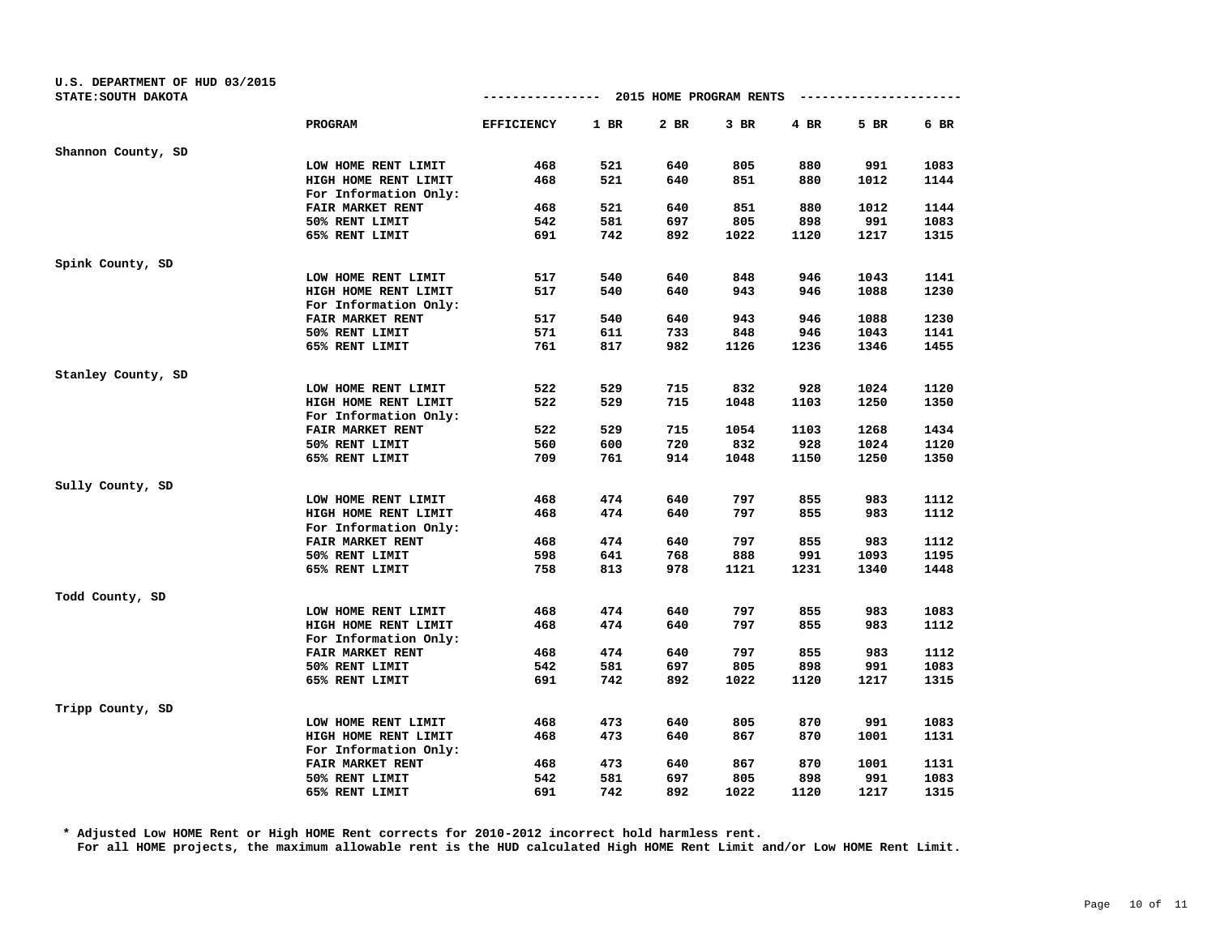U.S. DEPARTMENT OF HUD 03/2015
STATE:SOUTH DAKOTA

---------------- 2015 HOME PROGRAM RENTS ----------------------

| | PROGRAM | EFFICIENCY | 1 BR | 2 BR | 3 BR | 4 BR | 5 BR | 6 BR |
|---|---|---|---|---|---|---|---|---|
| Shannon County, SD | | | | | | | | |
| | LOW HOME RENT LIMIT | 468 | 521 | 640 | 805 | 880 | 991 | 1083 |
| | HIGH HOME RENT LIMIT | 468 | 521 | 640 | 851 | 880 | 1012 | 1144 |
| | For Information Only: | | | | | | | |
| | FAIR MARKET RENT | 468 | 521 | 640 | 851 | 880 | 1012 | 1144 |
| | 50% RENT LIMIT | 542 | 581 | 697 | 805 | 898 | 991 | 1083 |
| | 65% RENT LIMIT | 691 | 742 | 892 | 1022 | 1120 | 1217 | 1315 |
| Spink County, SD | | | | | | | | |
| | LOW HOME RENT LIMIT | 517 | 540 | 640 | 848 | 946 | 1043 | 1141 |
| | HIGH HOME RENT LIMIT | 517 | 540 | 640 | 943 | 946 | 1088 | 1230 |
| | For Information Only: | | | | | | | |
| | FAIR MARKET RENT | 517 | 540 | 640 | 943 | 946 | 1088 | 1230 |
| | 50% RENT LIMIT | 571 | 611 | 733 | 848 | 946 | 1043 | 1141 |
| | 65% RENT LIMIT | 761 | 817 | 982 | 1126 | 1236 | 1346 | 1455 |
| Stanley County, SD | | | | | | | | |
| | LOW HOME RENT LIMIT | 522 | 529 | 715 | 832 | 928 | 1024 | 1120 |
| | HIGH HOME RENT LIMIT | 522 | 529 | 715 | 1048 | 1103 | 1250 | 1350 |
| | For Information Only: | | | | | | | |
| | FAIR MARKET RENT | 522 | 529 | 715 | 1054 | 1103 | 1268 | 1434 |
| | 50% RENT LIMIT | 560 | 600 | 720 | 832 | 928 | 1024 | 1120 |
| | 65% RENT LIMIT | 709 | 761 | 914 | 1048 | 1150 | 1250 | 1350 |
| Sully County, SD | | | | | | | | |
| | LOW HOME RENT LIMIT | 468 | 474 | 640 | 797 | 855 | 983 | 1112 |
| | HIGH HOME RENT LIMIT | 468 | 474 | 640 | 797 | 855 | 983 | 1112 |
| | For Information Only: | | | | | | | |
| | FAIR MARKET RENT | 468 | 474 | 640 | 797 | 855 | 983 | 1112 |
| | 50% RENT LIMIT | 598 | 641 | 768 | 888 | 991 | 1093 | 1195 |
| | 65% RENT LIMIT | 758 | 813 | 978 | 1121 | 1231 | 1340 | 1448 |
| Todd County, SD | | | | | | | | |
| | LOW HOME RENT LIMIT | 468 | 474 | 640 | 797 | 855 | 983 | 1083 |
| | HIGH HOME RENT LIMIT | 468 | 474 | 640 | 797 | 855 | 983 | 1112 |
| | For Information Only: | | | | | | | |
| | FAIR MARKET RENT | 468 | 474 | 640 | 797 | 855 | 983 | 1112 |
| | 50% RENT LIMIT | 542 | 581 | 697 | 805 | 898 | 991 | 1083 |
| | 65% RENT LIMIT | 691 | 742 | 892 | 1022 | 1120 | 1217 | 1315 |
| Tripp County, SD | | | | | | | | |
| | LOW HOME RENT LIMIT | 468 | 473 | 640 | 805 | 870 | 991 | 1083 |
| | HIGH HOME RENT LIMIT | 468 | 473 | 640 | 867 | 870 | 1001 | 1131 |
| | For Information Only: | | | | | | | |
| | FAIR MARKET RENT | 468 | 473 | 640 | 867 | 870 | 1001 | 1131 |
| | 50% RENT LIMIT | 542 | 581 | 697 | 805 | 898 | 991 | 1083 |
| | 65% RENT LIMIT | 691 | 742 | 892 | 1022 | 1120 | 1217 | 1315 |

\* Adjusted Low HOME Rent or High HOME Rent corrects for 2010-2012 incorrect hold harmless rent.
For all HOME projects, the maximum allowable rent is the HUD calculated High HOME Rent Limit and/or Low HOME Rent Limit.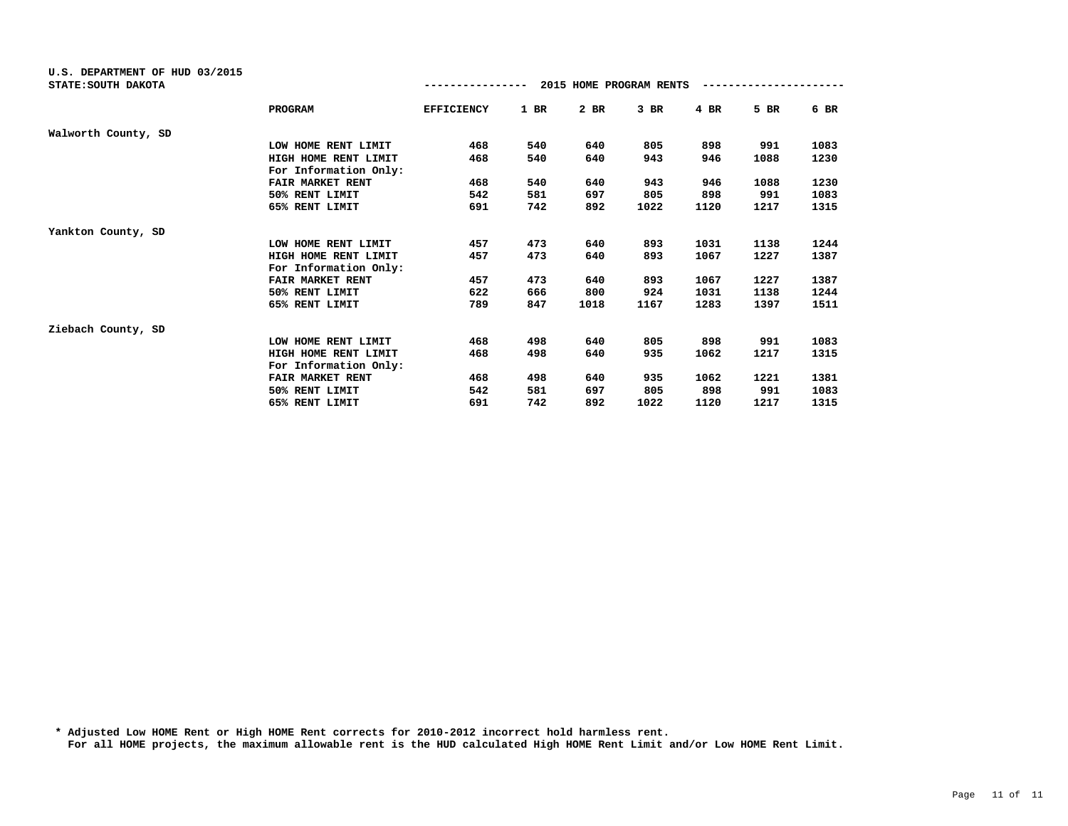U.S. DEPARTMENT OF HUD 03/2015
STATE:SOUTH DAKOTA

| | PROGRAM | EFFICIENCY | 1 BR | 2 BR | 3 BR | 4 BR | 5 BR | 6 BR |
|---|---|---|---|---|---|---|---|---|
| | | 2015 HOME PROGRAM RENTS | | | | | | |
| **Walworth County, SD** | | | | | | | | |
| | LOW HOME RENT LIMIT | 468 | 540 | 640 | 805 | 898 | 991 | 1083 |
| | HIGH HOME RENT LIMIT | 468 | 540 | 640 | 943 | 946 | 1088 | 1230 |
| | For Information Only: | | | | | | | |
| | FAIR MARKET RENT | 468 | 540 | 640 | 943 | 946 | 1088 | 1230 |
| | 50% RENT LIMIT | 542 | 581 | 697 | 805 | 898 | 991 | 1083 |
| | 65% RENT LIMIT | 691 | 742 | 892 | 1022 | 1120 | 1217 | 1315 |
| **Yankton County, SD** | | | | | | | | |
| | LOW HOME RENT LIMIT | 457 | 473 | 640 | 893 | 1031 | 1138 | 1244 |
| | HIGH HOME RENT LIMIT | 457 | 473 | 640 | 893 | 1067 | 1227 | 1387 |
| | For Information Only: | | | | | | | |
| | FAIR MARKET RENT | 457 | 473 | 640 | 893 | 1067 | 1227 | 1387 |
| | 50% RENT LIMIT | 622 | 666 | 800 | 924 | 1031 | 1138 | 1244 |
| | 65% RENT LIMIT | 789 | 847 | 1018 | 1167 | 1283 | 1397 | 1511 |
| **Ziebach County, SD** | | | | | | | | |
| | LOW HOME RENT LIMIT | 468 | 498 | 640 | 805 | 898 | 991 | 1083 |
| | HIGH HOME RENT LIMIT | 468 | 498 | 640 | 935 | 1062 | 1217 | 1315 |
| | For Information Only: | | | | | | | |
| | FAIR MARKET RENT | 468 | 498 | 640 | 935 | 1062 | 1221 | 1381 |
| | 50% RENT LIMIT | 542 | 581 | 697 | 805 | 898 | 991 | 1083 |
| | 65% RENT LIMIT | 691 | 742 | 892 | 1022 | 1120 | 1217 | 1315 |

* Adjusted Low HOME Rent or High HOME Rent corrects for 2010-2012 incorrect hold harmless rent.
For all HOME projects, the maximum allowable rent is the HUD calculated High HOME Rent Limit and/or Low HOME Rent Limit.